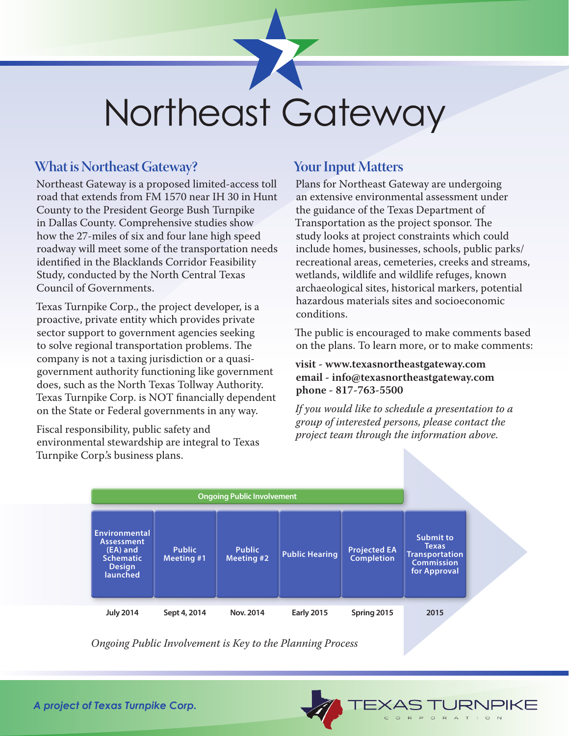# Northeast Gateway

## What is Northeast Gateway?

Northeast Gateway is a proposed limited-access toll road that extends from FM 1570 near IH 30 in Hunt County to the President George Bush Turnpike in Dallas County. Comprehensive studies show how the 27-miles of six and four lane high speed roadway will meet some of the transportation needs identified in the Blacklands Corridor Feasibility Study, conducted by the North Central Texas Council of Governments.

Texas Turnpike Corp., the project developer, is a proactive, private entity which provides private sector support to government agencies seeking to solve regional transportation problems. The company is not a taxing jurisdiction or a quasi-government authority functioning like government does, such as the North Texas Tollway Authority. Texas Turnpike Corp. is NOT financially dependent on the State or Federal governments in any way.

Fiscal responsibility, public safety and environmental stewardship are integral to Texas Turnpike Corp.'s business plans.

## Your Input Matters

Plans for Northeast Gateway are undergoing an extensive environmental assessment under the guidance of the Texas Department of Transportation as the project sponsor. The study looks at project constraints which could include homes, businesses, schools, public parks/recreational areas, cemeteries, creeks and streams, wetlands, wildlife and wildlife refuges, known archaeological sites, historical markers, potential hazardous materials sites and socioeconomic conditions.

The public is encouraged to make comments based on the plans. To learn more, or to make comments:

**visit - www.texasnortheastgateway.com**
**email - info@texasnortheastgateway.com**
**phone - 817-763-5500**

*If you would like to schedule a presentation to a group of interested persons, please contact the project team through the information above.*

**Ongoing Public Involvement**

| Environmental Assessment (EA) and Schematic Design launched | Public Meeting #1 | Public Meeting #2 | Public Hearing | Projected EA Completion | Submit to Texas Transportation Commission for Approval |
|---|---|---|---|---|---|
| July 2014 | Sept 4, 2014 | Nov. 2014 | Early 2015 | Spring 2015 | 2015 |

*Ongoing Public Involvement is Key to the Planning Process*

*A project of Texas Turnpike Corp.*

TEXAS TURNPIKE CORPORATION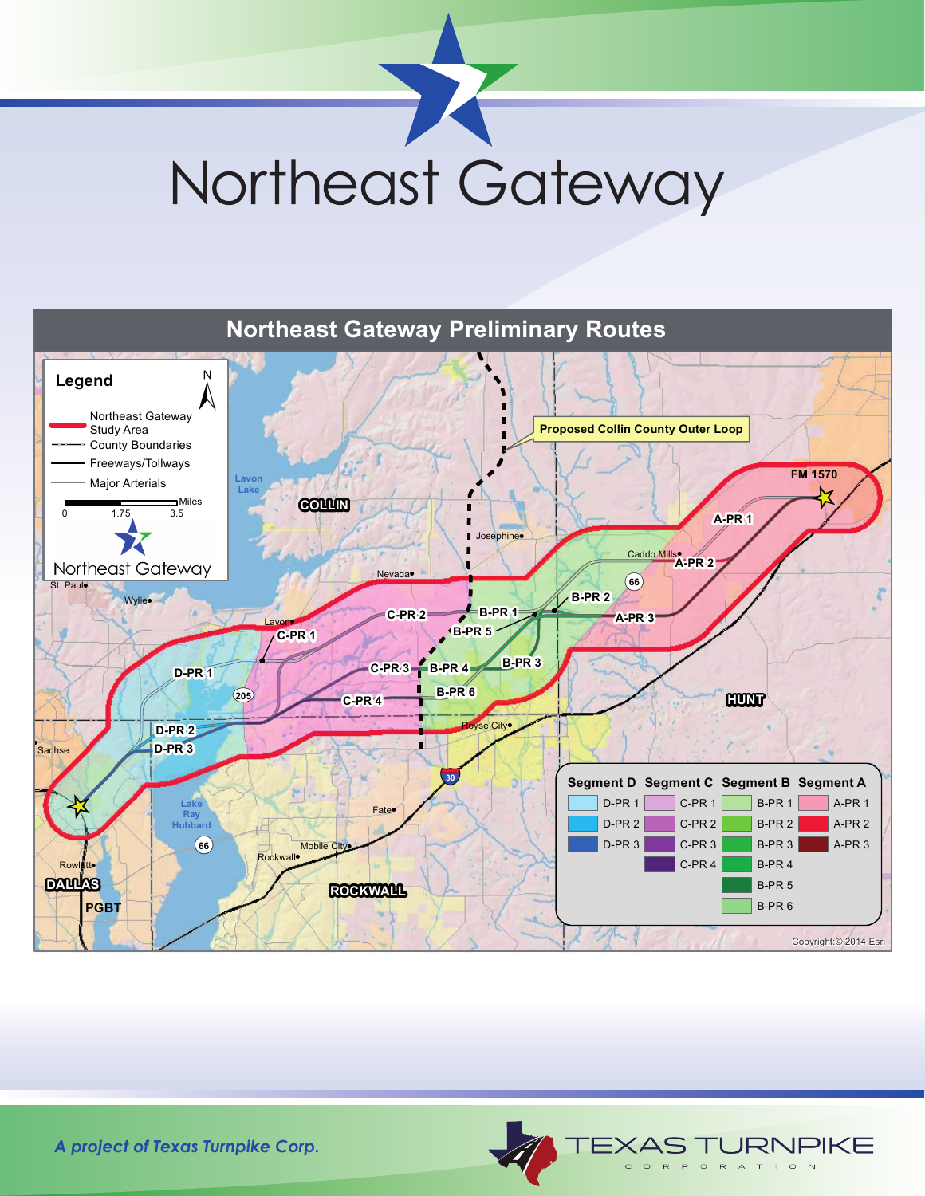# Northeast Gateway

## Northeast Gateway Preliminary Routes

**Legend**

Northeast Gateway Study Area
County Boundaries
Freeways/Tollways
Major Arterials

Miles
0 1.75 3.5

Northeast Gateway

Proposed Collin County Outer Loop

FM 1570

COLLIN

HUNT

DALLAS

ROCKWALL

PGBT

Lavon Lake
Lake Ray Hubbard

St. Paul
Wylie
Lavon
Nevada
Josephine
Caddo Mills
Royse City
Sachse
Fate
Mobile City
Rockwall
Rowlett

205
66
30

A-PR 1
A-PR 2
A-PR 3
B-PR 1
B-PR 2
B-PR 3
B-PR 4
B-PR 5
B-PR 6
C-PR 1
C-PR 2
C-PR 3
C-PR 4
D-PR 1
D-PR 2
D-PR 3

| Segment D | Segment C | Segment B | Segment A |
| --- | --- | --- | --- |
| D-PR 1 | C-PR 1 | B-PR 1 | A-PR 1 |
| D-PR 2 | C-PR 2 | B-PR 2 | A-PR 2 |
| D-PR 3 | C-PR 3 | B-PR 3 | A-PR 3 |
| | C-PR 4 | B-PR 4 | |
| | | B-PR 5 | |
| | | B-PR 6 | |

Copyright:© 2014 Esri

*A project of Texas Turnpike Corp.*

TEXAS TURNPIKE CORPORATION